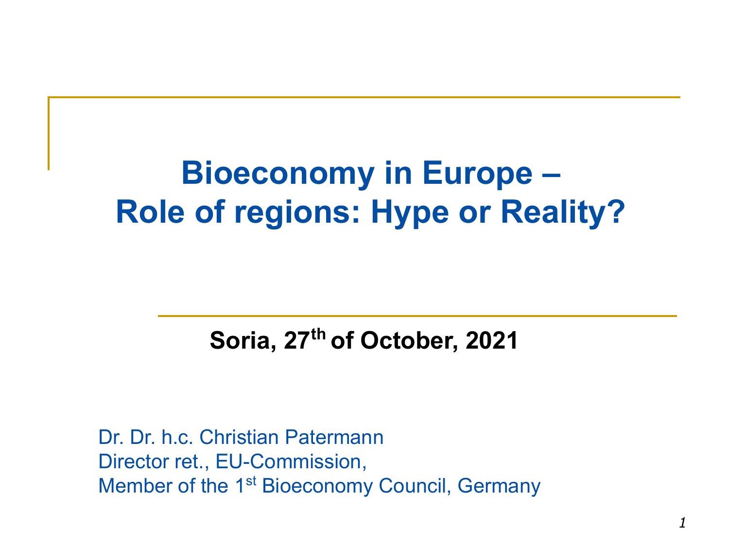# Bioeconomy in Europe – Role of regions: Hype or Reality?

**Soria, 27th of October, 2021**

Dr. Dr. h.c. Christian Patermann
Director ret., EU-Commission,
Member of the 1st Bioeconomy Council, Germany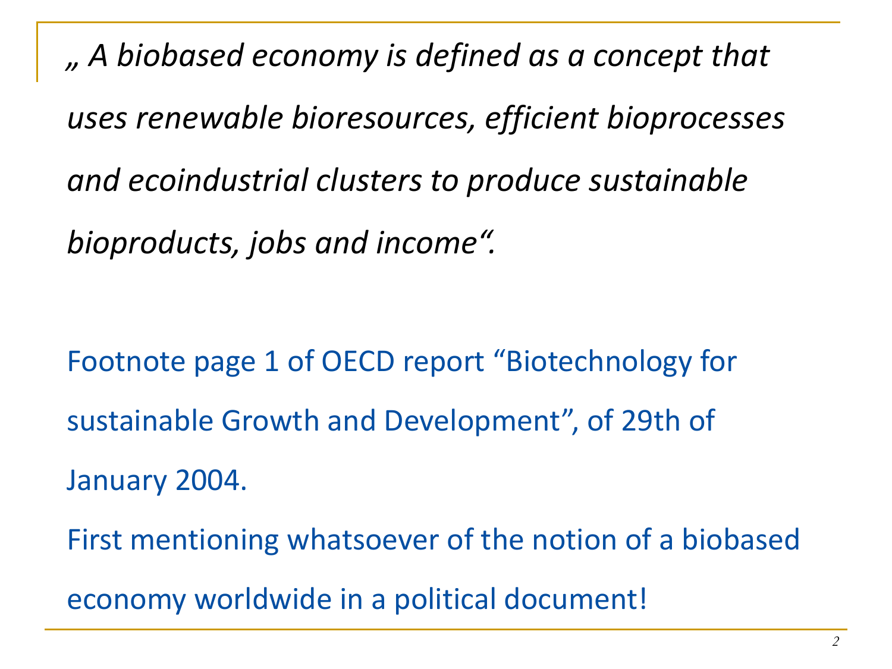*„ A biobased economy is defined as a concept that uses renewable bioresources, efficient bioprocesses and ecoindustrial clusters to produce sustainable bioproducts, jobs and income“.*

Footnote page 1 of OECD report “Biotechnology for sustainable Growth and Development”, of 29th of January 2004.

First mentioning whatsoever of the notion of a biobased economy worldwide in a political document!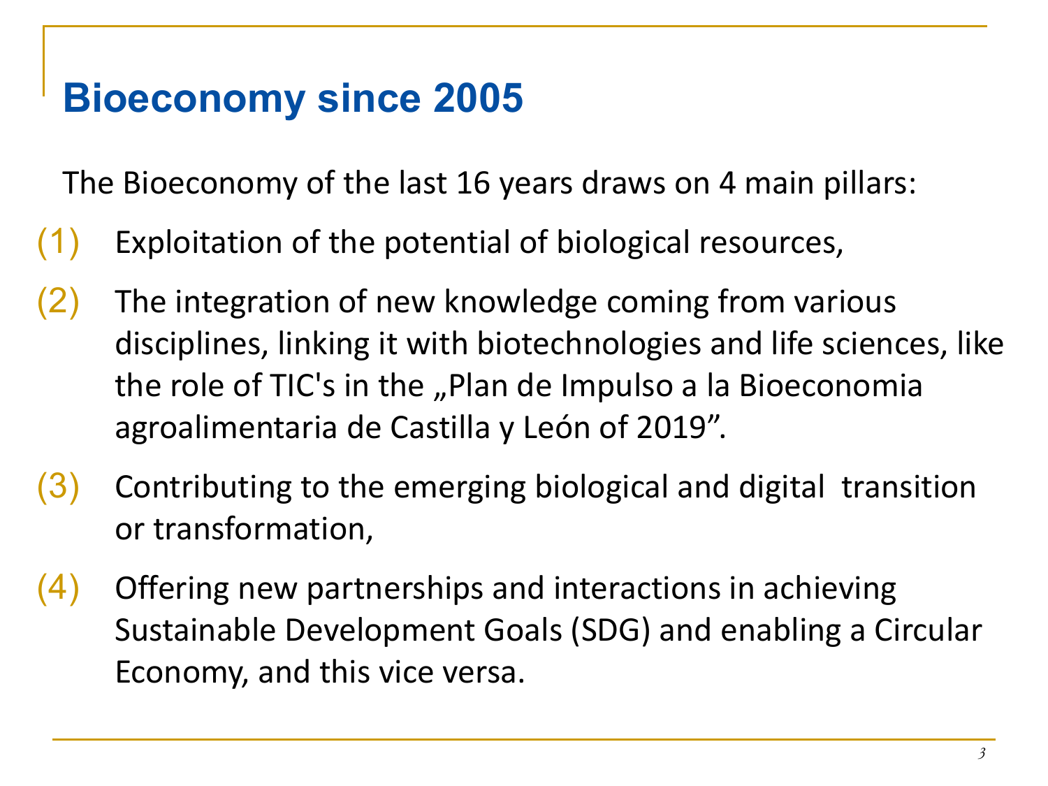# Bioeconomy since 2005

The Bioeconomy of the last 16 years draws on 4 main pillars:

(1) Exploitation of the potential of biological resources,

(2) The integration of new knowledge coming from various disciplines, linking it with biotechnologies and life sciences, like the role of TIC's in the „Plan de Impulso a la Bioeconomia agroalimentaria de Castilla y León of 2019".

(3) Contributing to the emerging biological and digital transition or transformation,

(4) Offering new partnerships and interactions in achieving Sustainable Development Goals (SDG) and enabling a Circular Economy, and this vice versa.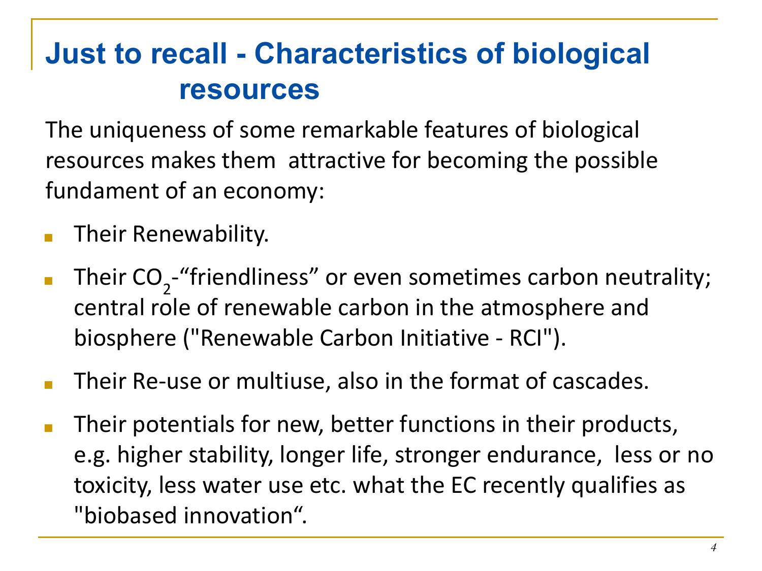# Just to recall - Characteristics of biological resources

The uniqueness of some remarkable features of biological resources makes them attractive for becoming the possible fundament of an economy:

- Their Renewability.
- Their $CO_2$-"friendliness" or even sometimes carbon neutrality; central role of renewable carbon in the atmosphere and biosphere ("Renewable Carbon Initiative - RCI").
- Their Re-use or multiuse, also in the format of cascades.
- Their potentials for new, better functions in their products, e.g. higher stability, longer life, stronger endurance, less or no toxicity, less water use etc. what the EC recently qualifies as "biobased innovation".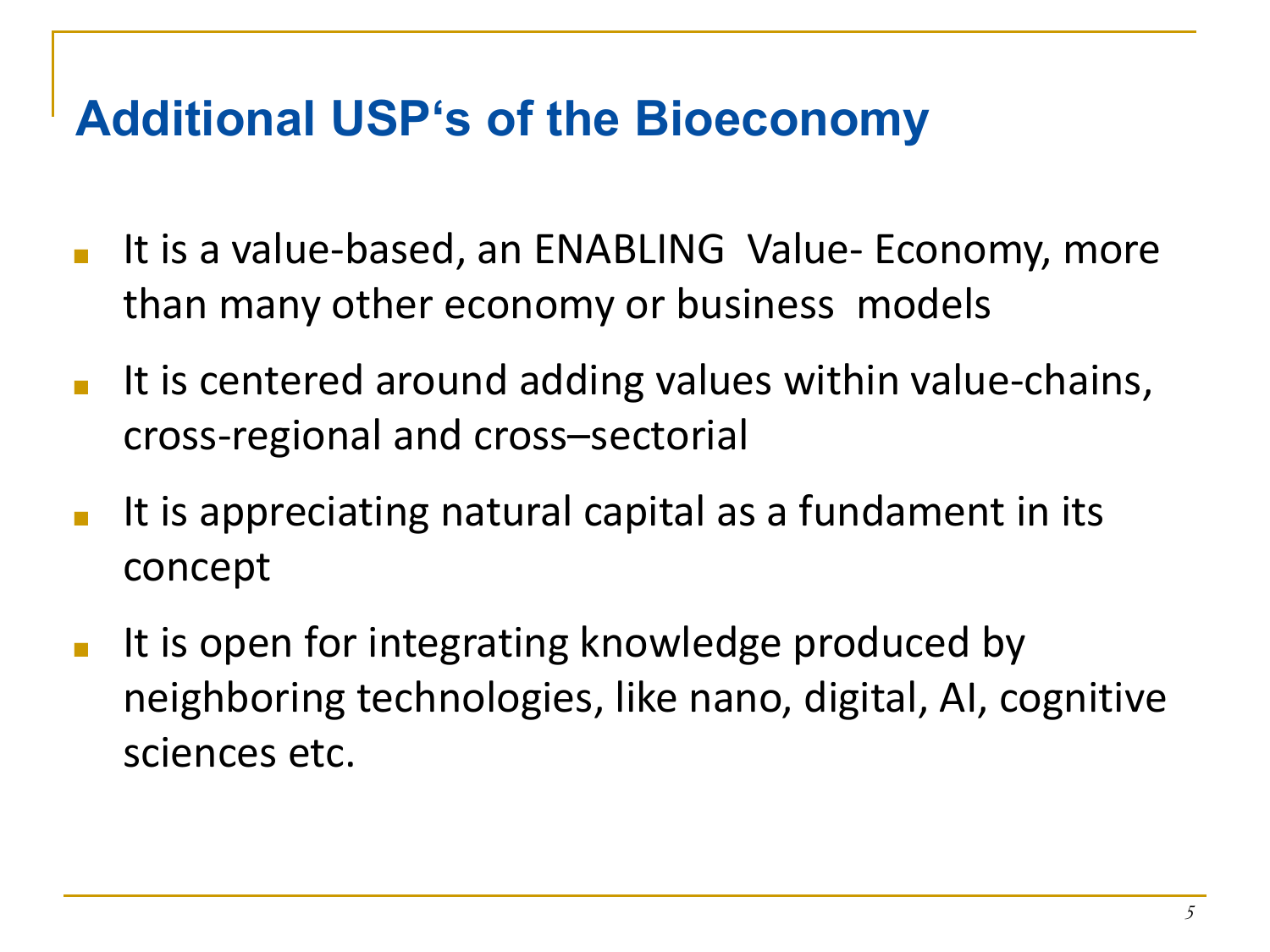## Additional USP's of the Bioeconomy

- It is a value-based, an ENABLING Value- Economy, more than many other economy or business models
- It is centered around adding values within value-chains, cross-regional and cross–sectorial
- It is appreciating natural capital as a fundament in its concept
- It is open for integrating knowledge produced by neighboring technologies, like nano, digital, AI, cognitive sciences etc.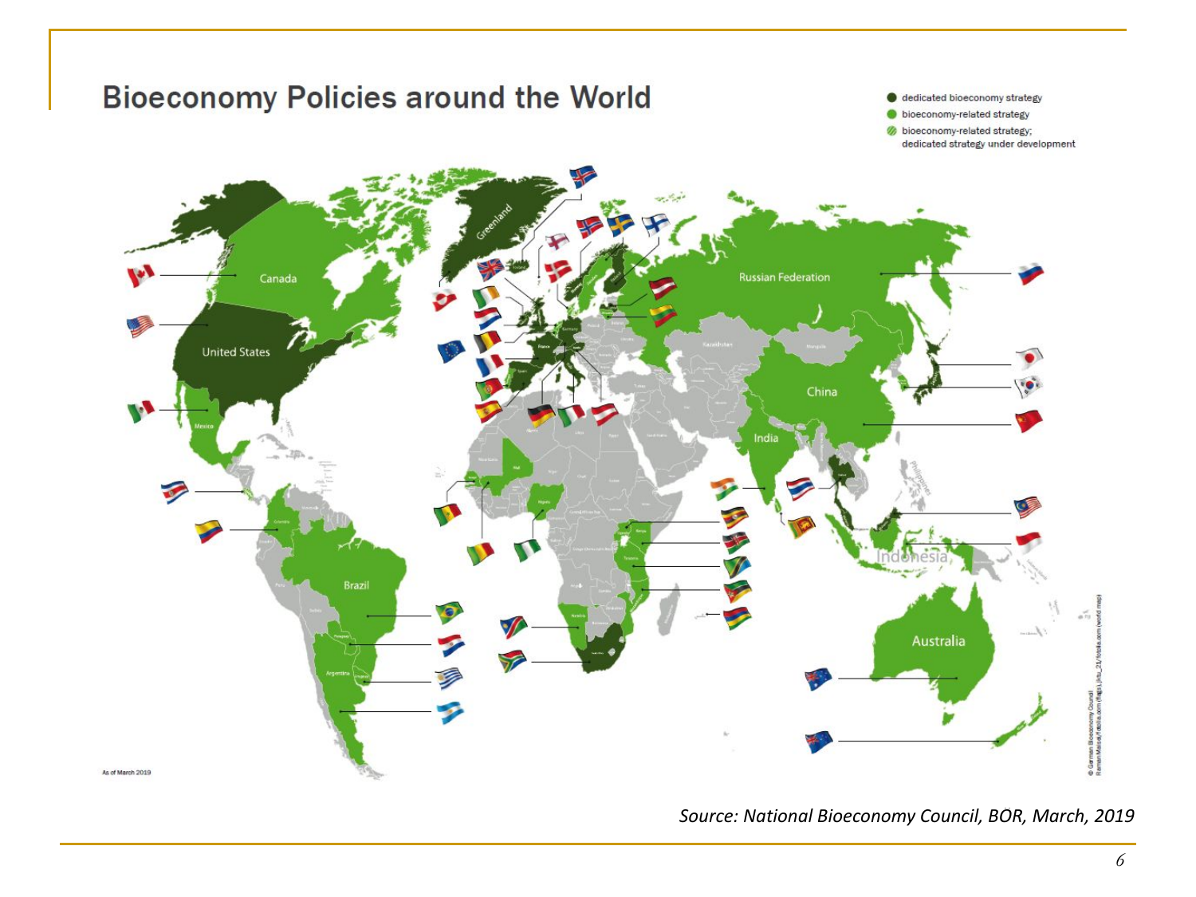# Bioeconomy Policies around the World

- dedicated bioeconomy strategy
- bioeconomy-related strategy
- bioeconomy-related strategy; dedicated strategy under development

As of March 2019

*Source: National Bioeconomy Council, BÖR, March, 2019*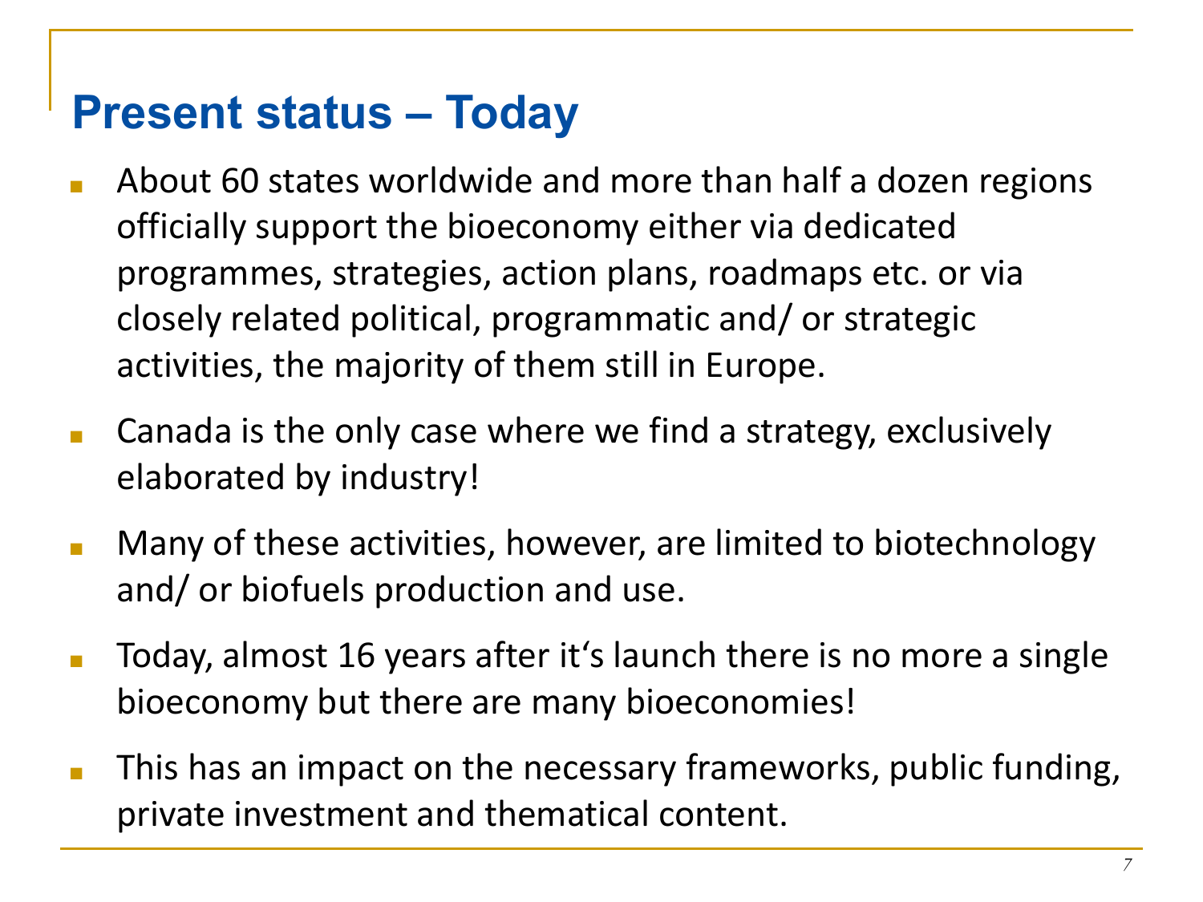# Present status – Today

- About 60 states worldwide and more than half a dozen regions officially support the bioeconomy either via dedicated programmes, strategies, action plans, roadmaps etc. or via closely related political, programmatic and/ or strategic activities, the majority of them still in Europe.
- Canada is the only case where we find a strategy, exclusively elaborated by industry!
- Many of these activities, however, are limited to biotechnology and/ or biofuels production and use.
- Today, almost 16 years after it's launch there is no more a single bioeconomy but there are many bioeconomies!
- This has an impact on the necessary frameworks, public funding, private investment and thematical content.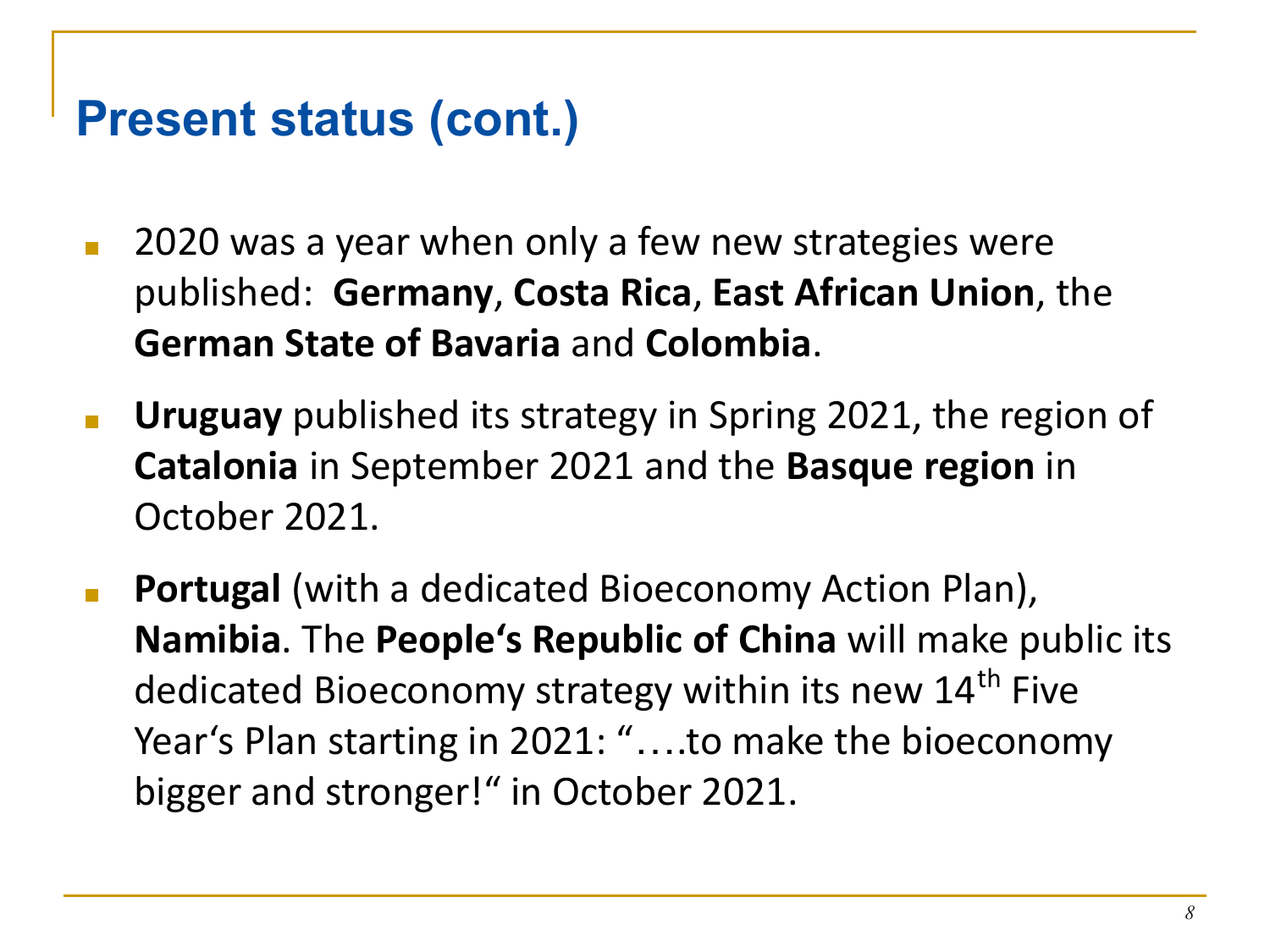# Present status (cont.)

- 2020 was a year when only a few new strategies were published: **Germany**, **Costa Rica**, **East African Union**, the **German State of Bavaria** and **Colombia**.
- **Uruguay** published its strategy in Spring 2021, the region of **Catalonia** in September 2021 and the **Basque region** in October 2021.
- **Portugal** (with a dedicated Bioeconomy Action Plan), **Namibia**. The **People‘s Republic of China** will make public its dedicated Bioeconomy strategy within its new 14$^{th}$ Five Year‘s Plan starting in 2021: "….to make the bioeconomy bigger and stronger!" in October 2021.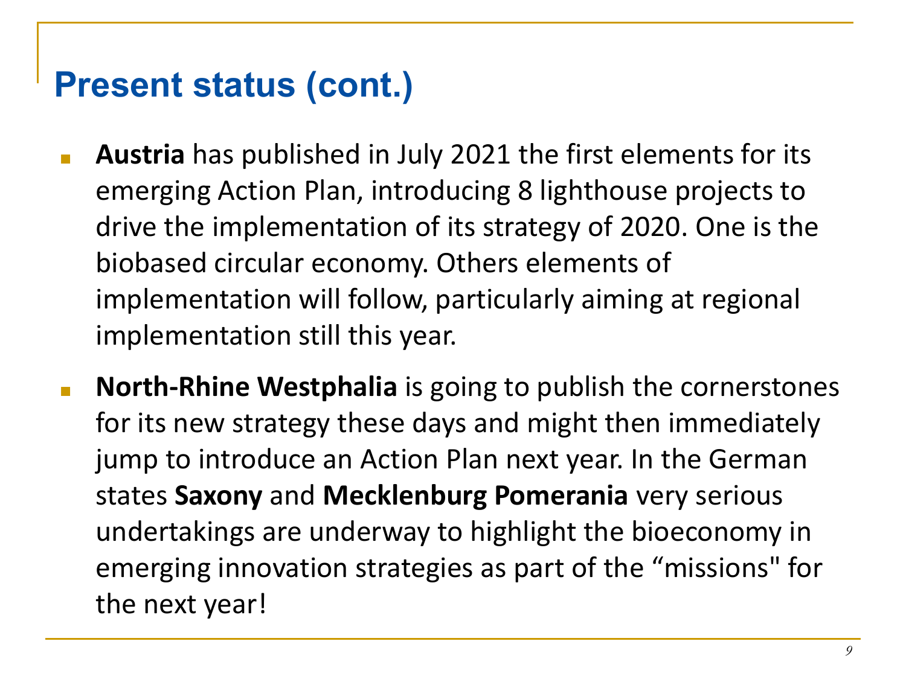# Present status (cont.)

- **Austria** has published in July 2021 the first elements for its emerging Action Plan, introducing 8 lighthouse projects to drive the implementation of its strategy of 2020. One is the biobased circular economy. Others elements of implementation will follow, particularly aiming at regional implementation still this year.
- **North-Rhine Westphalia** is going to publish the cornerstones for its new strategy these days and might then immediately jump to introduce an Action Plan next year. In the German states **Saxony** and **Mecklenburg Pomerania** very serious undertakings are underway to highlight the bioeconomy in emerging innovation strategies as part of the “missions" for the next year!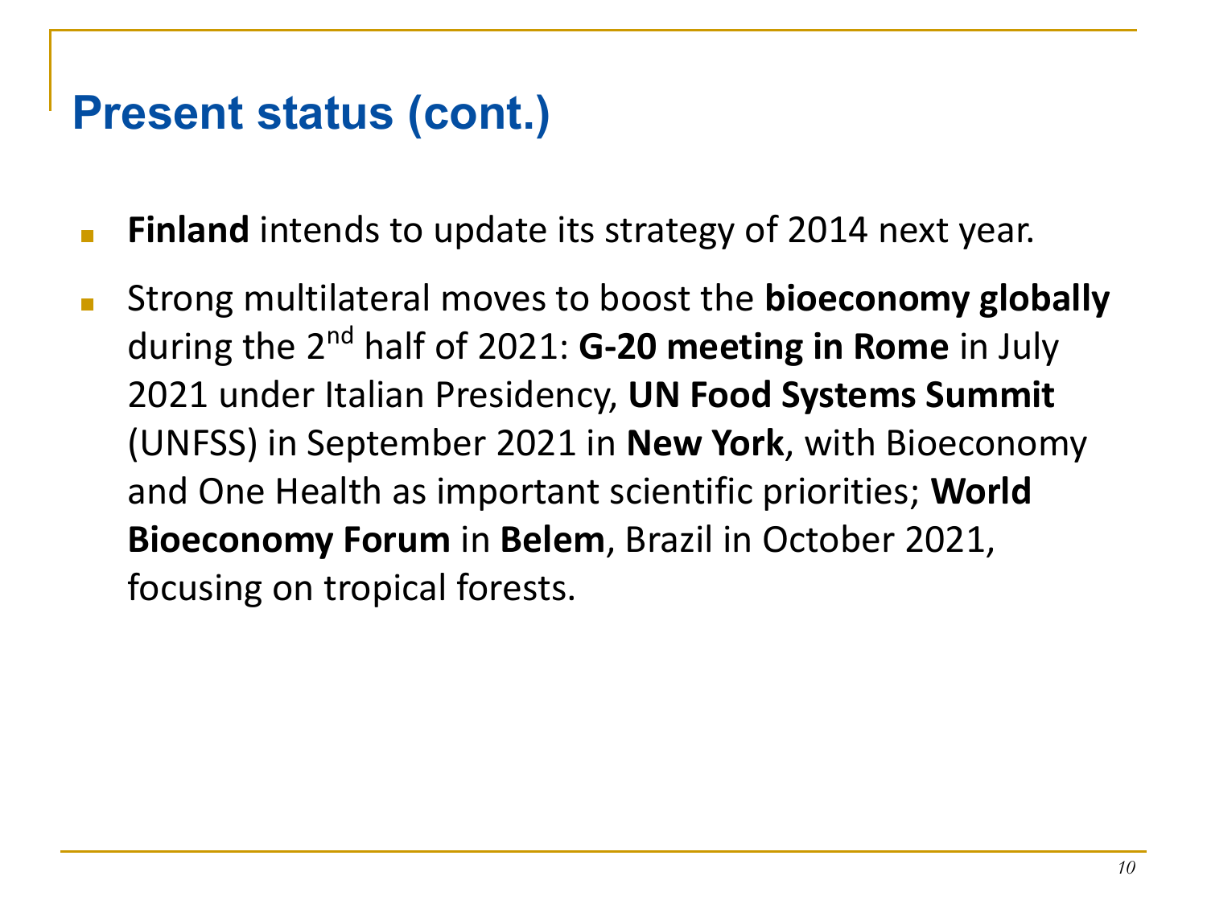# Present status (cont.)

- **Finland** intends to update its strategy of 2014 next year.
- Strong multilateral moves to boost the **bioeconomy globally** during the 2nd half of 2021: **G-20 meeting in Rome** in July 2021 under Italian Presidency, **UN Food Systems Summit** (UNFSS) in September 2021 in **New York**, with Bioeconomy and One Health as important scientific priorities; **World Bioeconomy Forum** in **Belem**, Brazil in October 2021, focusing on tropical forests.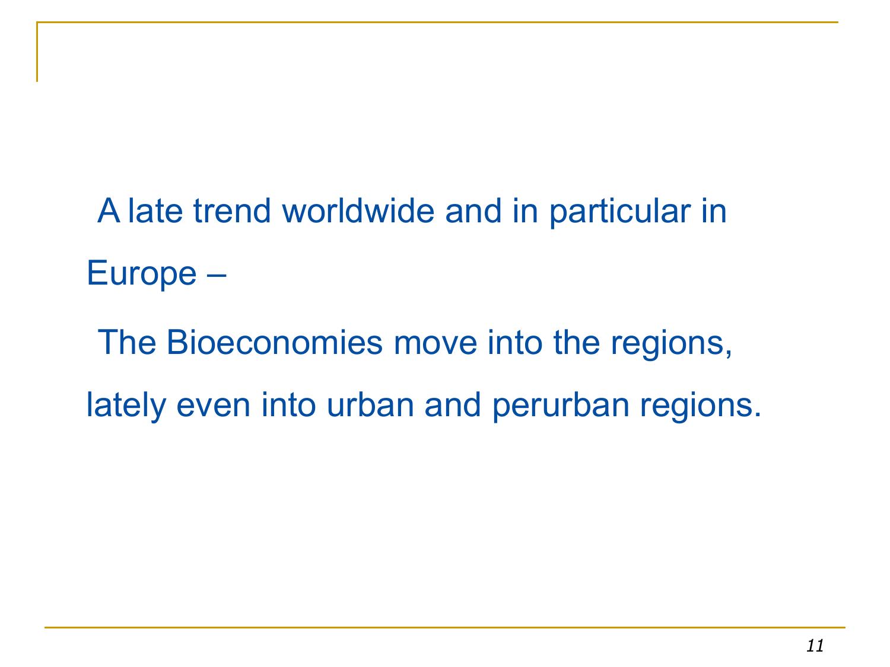A late trend worldwide and in particular in Europe –

The Bioeconomies move into the regions, lately even into urban and perurban regions.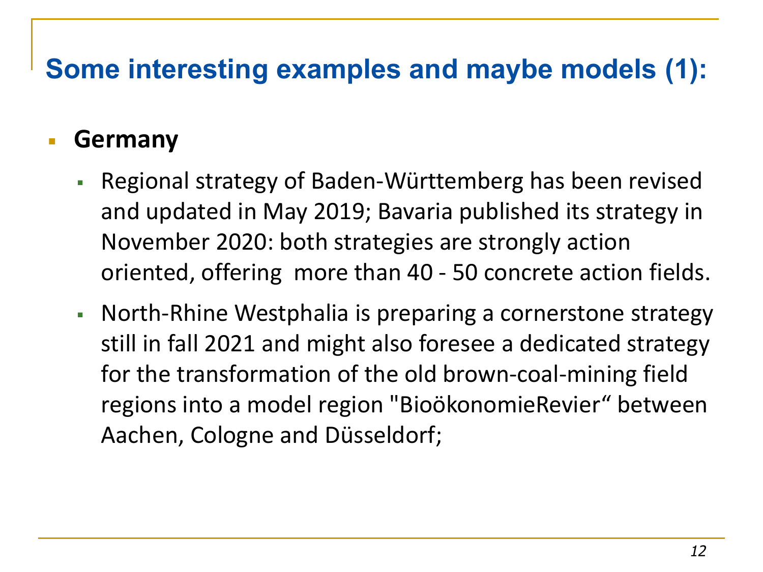# Some interesting examples and maybe models (1):

- **Germany**
  - Regional strategy of Baden-Württemberg has been revised and updated in May 2019; Bavaria published its strategy in November 2020: both strategies are strongly action oriented, offering more than 40 - 50 concrete action fields.
  - North-Rhine Westphalia is preparing a cornerstone strategy still in fall 2021 and might also foresee a dedicated strategy for the transformation of the old brown-coal-mining field regions into a model region "BioökonomieRevier“ between Aachen, Cologne and Düsseldorf;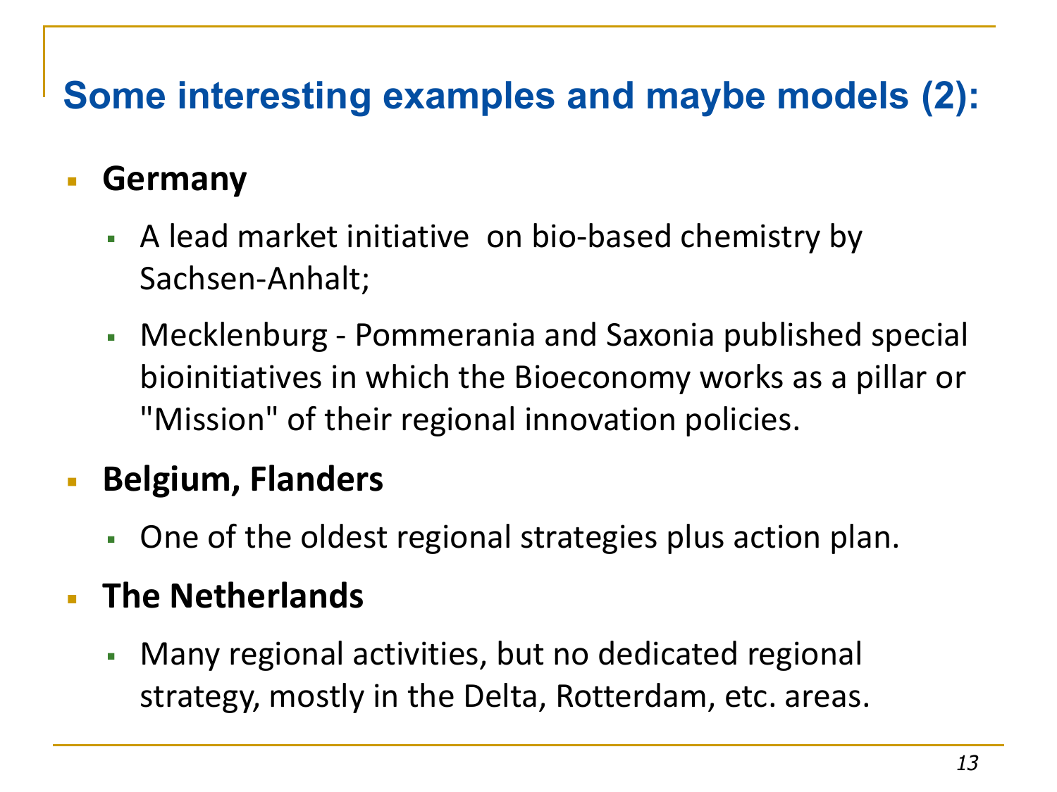## Some interesting examples and maybe models (2):

- **Germany**
  - A lead market initiative on bio-based chemistry by Sachsen-Anhalt;
  - Mecklenburg - Pommerania and Saxonia published special bioinitiatives in which the Bioeconomy works as a pillar or "Mission" of their regional innovation policies.
- **Belgium, Flanders**
  - One of the oldest regional strategies plus action plan.
- **The Netherlands**
  - Many regional activities, but no dedicated regional strategy, mostly in the Delta, Rotterdam, etc. areas.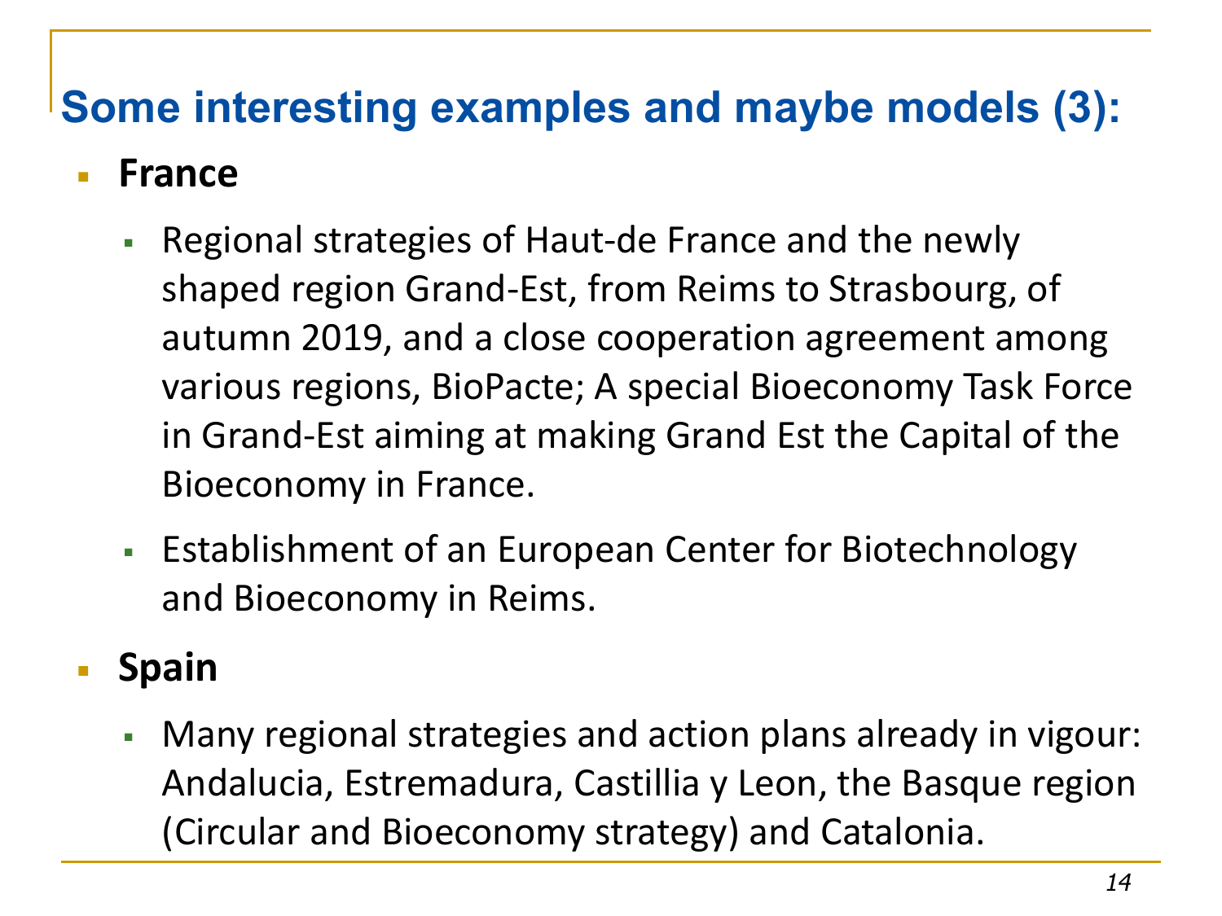# Some interesting examples and maybe models (3):

- **France**
  - Regional strategies of Haut-de France and the newly shaped region Grand-Est, from Reims to Strasbourg, of autumn 2019, and a close cooperation agreement among various regions, BioPacte; A special Bioeconomy Task Force in Grand-Est aiming at making Grand Est the Capital of the Bioeconomy in France.
  - Establishment of an European Center for Biotechnology and Bioeconomy in Reims.
- **Spain**
  - Many regional strategies and action plans already in vigour: Andalucia, Estremadura, Castillia y Leon, the Basque region (Circular and Bioeconomy strategy) and Catalonia.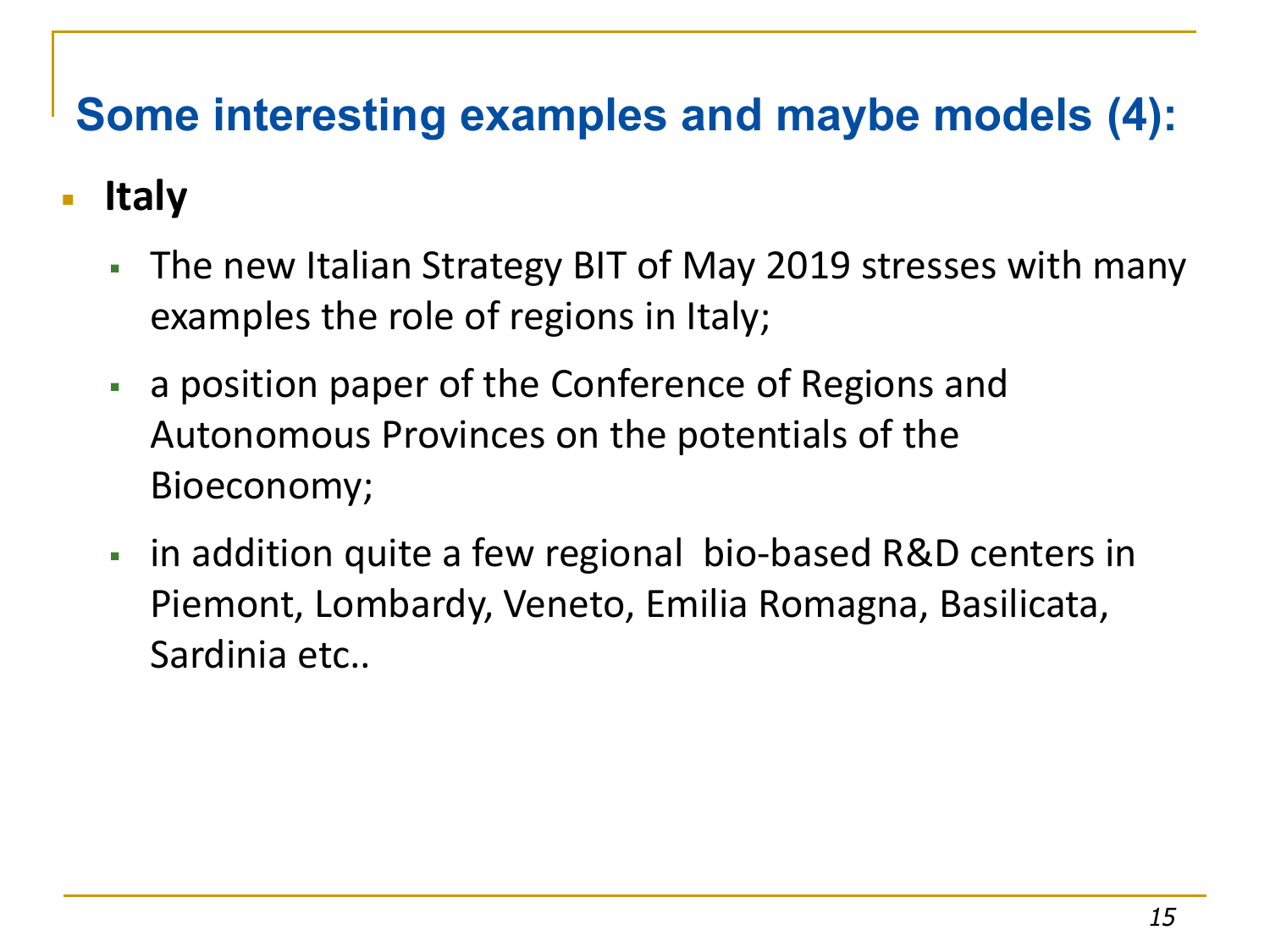## Some interesting examples and maybe models (4):

- **Italy**
  - The new Italian Strategy BIT of May 2019 stresses with many examples the role of regions in Italy;
  - a position paper of the Conference of Regions and Autonomous Provinces on the potentials of the Bioeconomy;
  - in addition quite a few regional bio-based R&D centers in Piemont, Lombardy, Veneto, Emilia Romagna, Basilicata, Sardinia etc..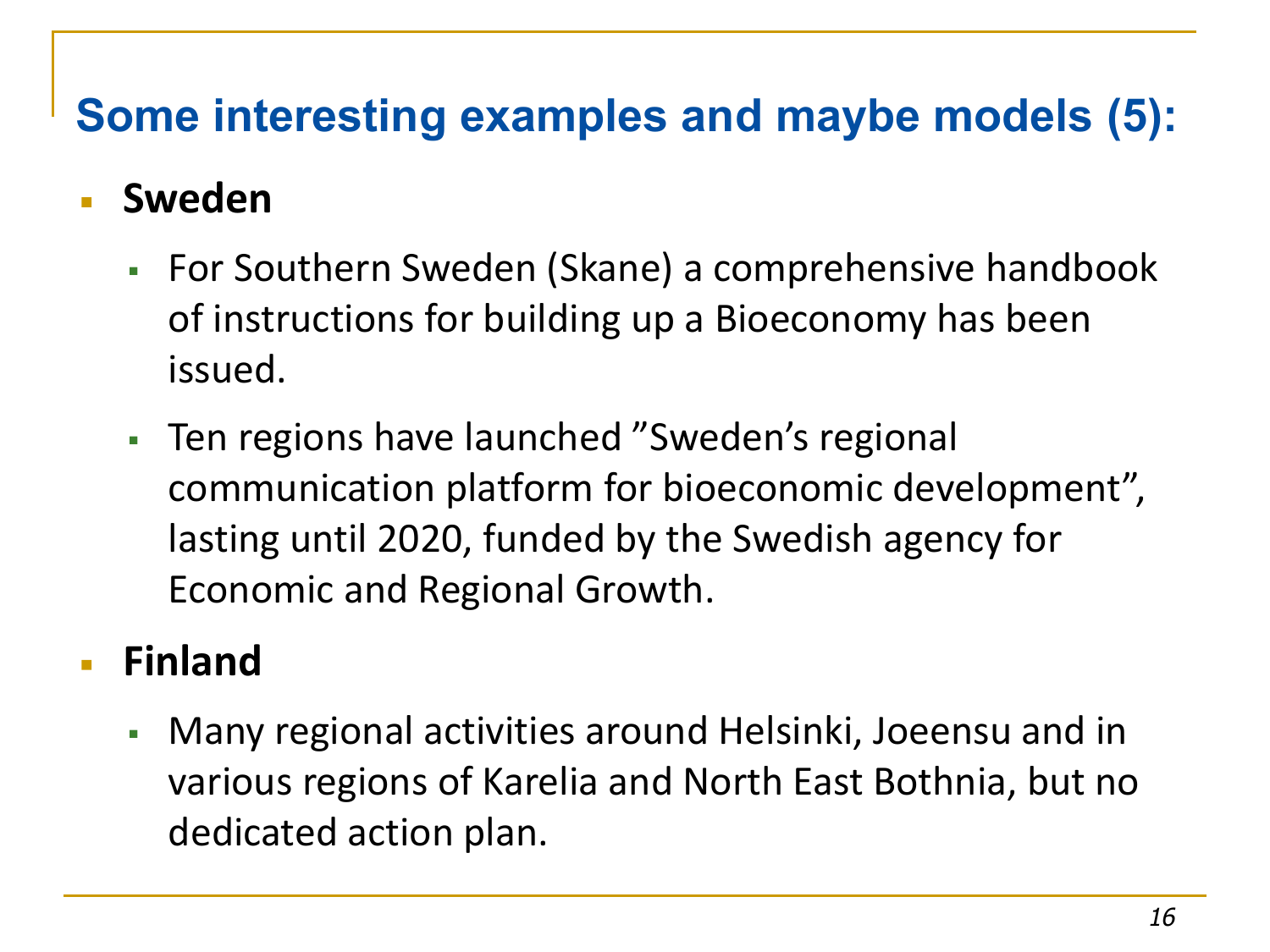## Some interesting examples and maybe models (5):

- **Sweden**
  - For Southern Sweden (Skane) a comprehensive handbook of instructions for building up a Bioeconomy has been issued.
  - Ten regions have launched ”Sweden’s regional communication platform for bioeconomic development”, lasting until 2020, funded by the Swedish agency for Economic and Regional Growth.
- **Finland**
  - Many regional activities around Helsinki, Joeensu and in various regions of Karelia and North East Bothnia, but no dedicated action plan.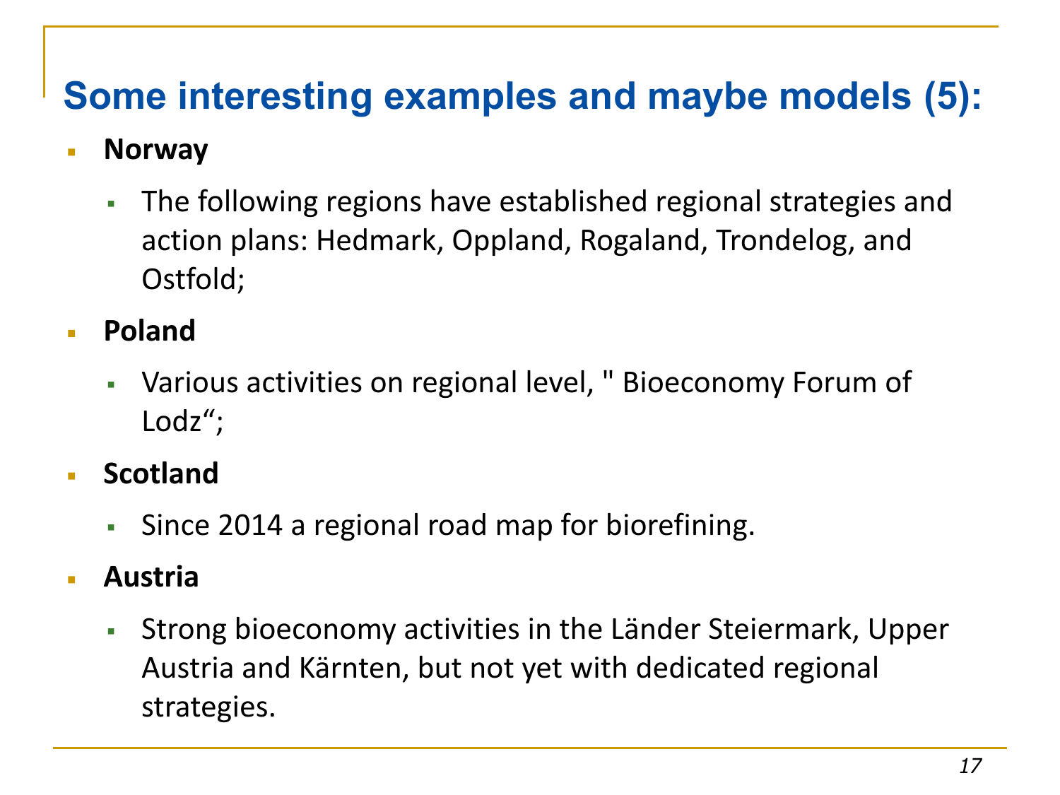# Some interesting examples and maybe models (5):

- **Norway**
  - The following regions have established regional strategies and action plans: Hedmark, Oppland, Rogaland, Trondelog, and Ostfold;
- **Poland**
  - Various activities on regional level, " Bioeconomy Forum of Lodz“;
- **Scotland**
  - Since 2014 a regional road map for biorefining.
- **Austria**
  - Strong bioeconomy activities in the Länder Steiermark, Upper Austria and Kärnten, but not yet with dedicated regional strategies.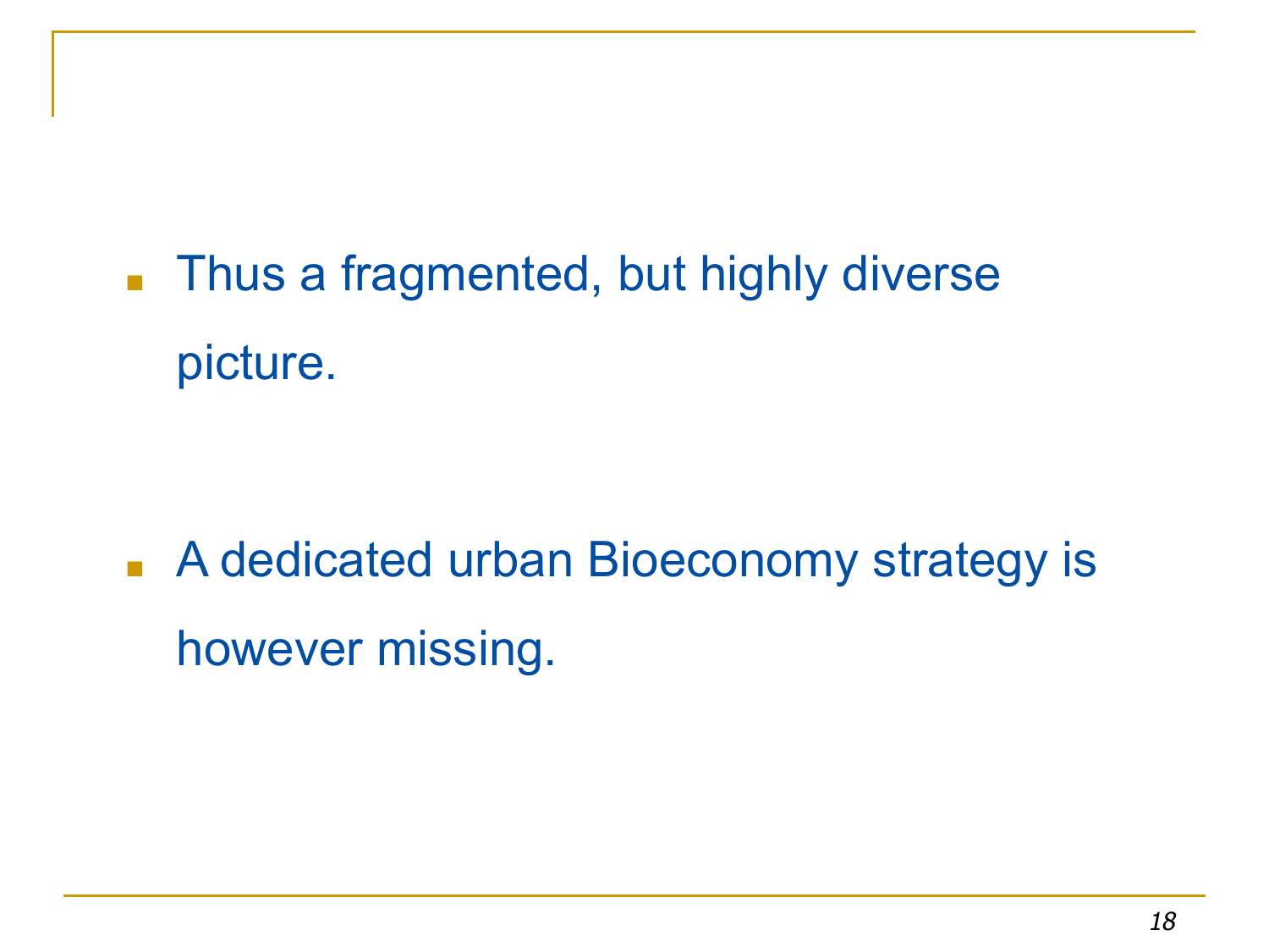- Thus a fragmented, but highly diverse picture.

- A dedicated urban Bioeconomy strategy is however missing.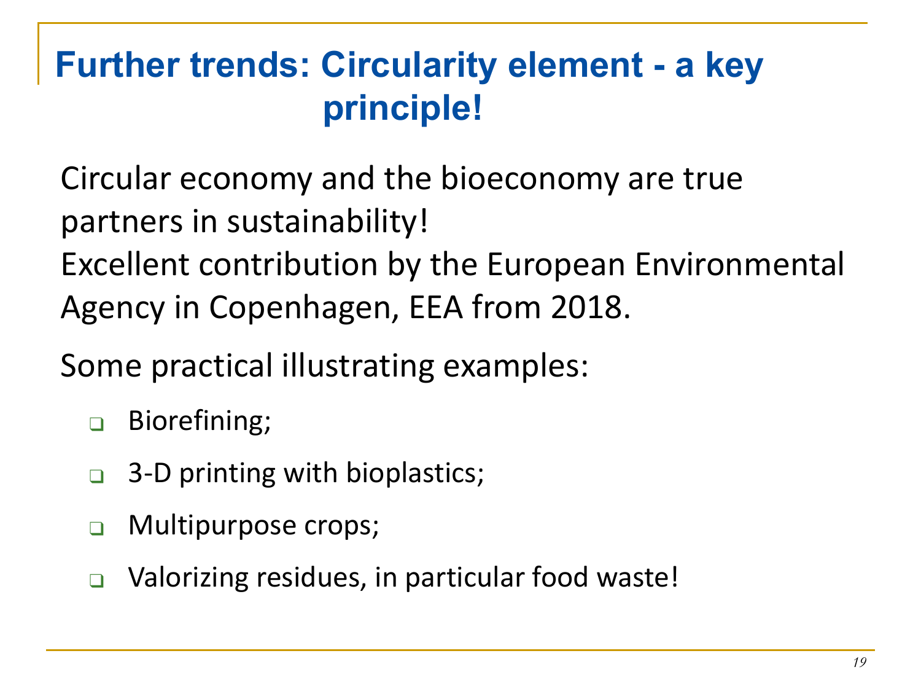# Further trends: Circularity element - a key principle!

Circular economy and the bioeconomy are true partners in sustainability!
Excellent contribution by the European Environmental Agency in Copenhagen, EEA from 2018.

Some practical illustrating examples:

- Biorefining;
- 3-D printing with bioplastics;
- Multipurpose crops;
- Valorizing residues, in particular food waste!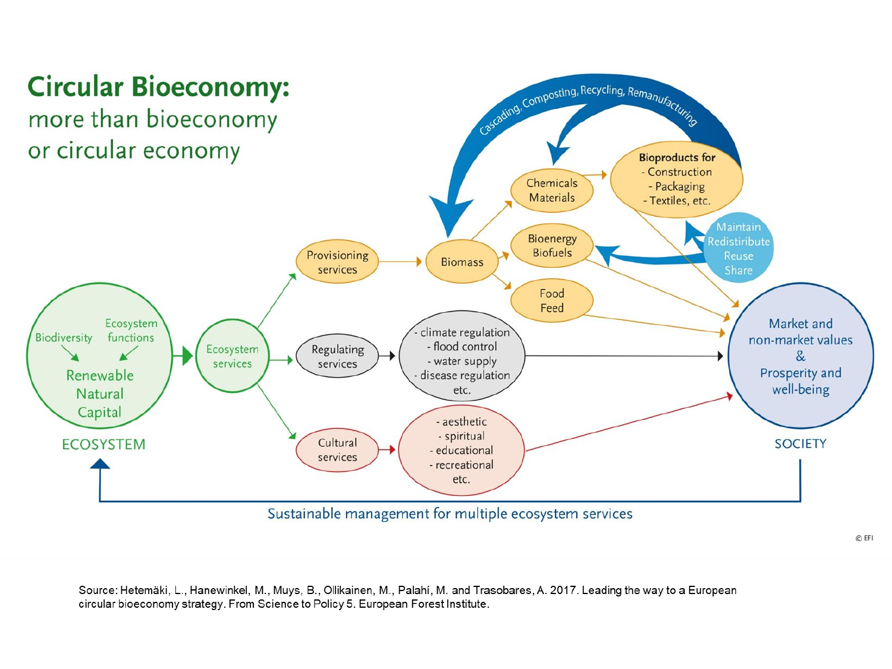# Circular Bioeconomy:
## more than bioeconomy or circular economy

**ECOSYSTEM**

- Biodiversity
- Ecosystem functions
- Renewable Natural Capital

Ecosystem services

- Provisioning services → Biomass
  - Biomass → Chemicals, Materials → **Bioproducts for** - Construction - Packaging - Textiles, etc.
  - Biomass → Bioenergy, Biofuels
  - Biomass → Food, Feed
- Regulating services → - climate regulation - flood control - water supply - disease regulation etc.
- Cultural services → - aesthetic - spiritual - educational - recreational etc.

Cascading, Composting, Recycling, Remanufacturing

Maintain, Redistiribute, Reuse, Share

**SOCIETY**

Market and non-market values & Prosperity and well-being

Sustainable management for multiple ecosystem services

© EFI

Source: Hetemäki, L., Hanewinkel, M., Muys, B., Ollikainen, M., Palahí, M. and Trasobares, A. 2017. Leading the way to a European circular bioeconomy strategy. From Science to Policy 5. European Forest Institute.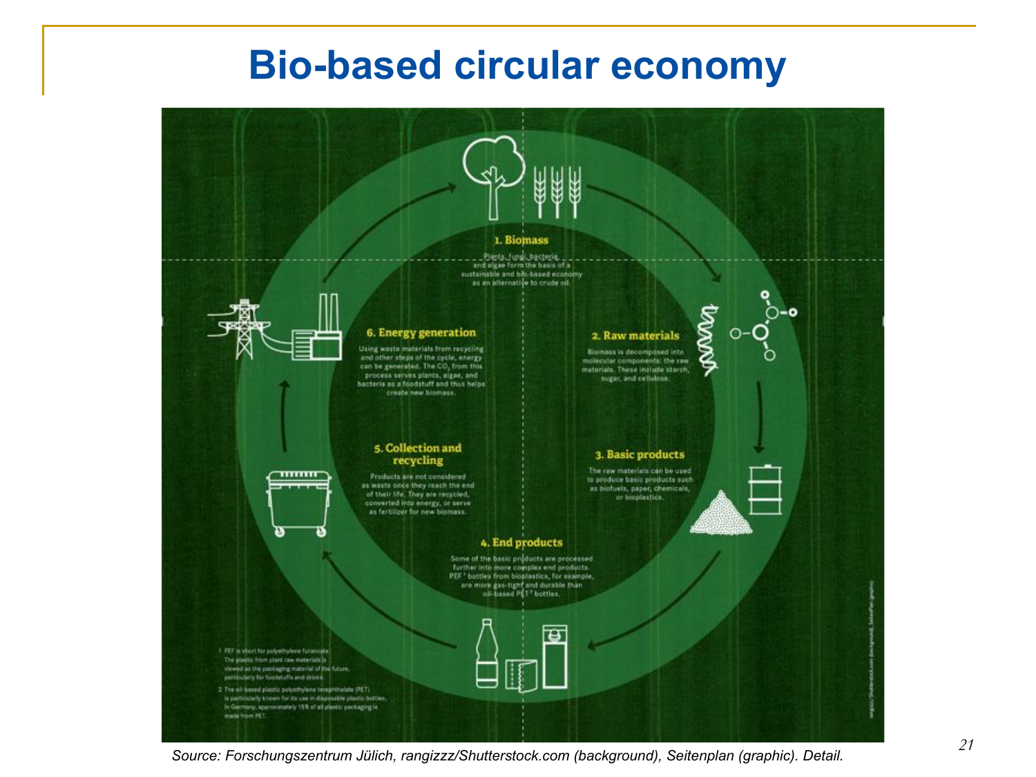# Bio-based circular economy

**1. Biomass**

Plants, fungi, bacteria, and algae form the basis of a sustainable and bio-based economy as an alternative to crude oil.

**2. Raw materials**

Biomass is decomposed into molecular components: the raw materials. These include starch, sugar, and cellulose.

**3. Basic products**

The raw materials can be used to produce basic products such as biofuels, paper, chemicals, or bioplastics.

**4. End products**

Some of the basic products are processed further into more complex end products. PEF[1] bottles from bioplastics, for example, are more gas-tight and durable than oil-based PET[2] bottles.

**5. Collection and recycling**

Products are not considered as waste once they reach the end of their life. They are recycled, converted into energy, or serve as fertilizer for new biomass.

**6. Energy generation**

Using waste materials from recycling and other steps of the cycle, energy can be generated. The $CO_2$ from this process serves plants, algae, and bacteria as a foodstuff and thus helps create new biomass.

1 PEF is short for polyethylene furanoate. The plastic from plant raw materials is viewed as the packaging material of the future, particularly for foodstuffs and drinks.

2 The oil-based plastic polyethylene terephthalate (PET) is particularly known for its use in disposable plastic bottles. In Germany, approximately 15% of all plastic packaging is made from PET.

*Source: Forschungszentrum Jülich, rangizzz/Shutterstock.com (background), Seitenplan (graphic). Detail.*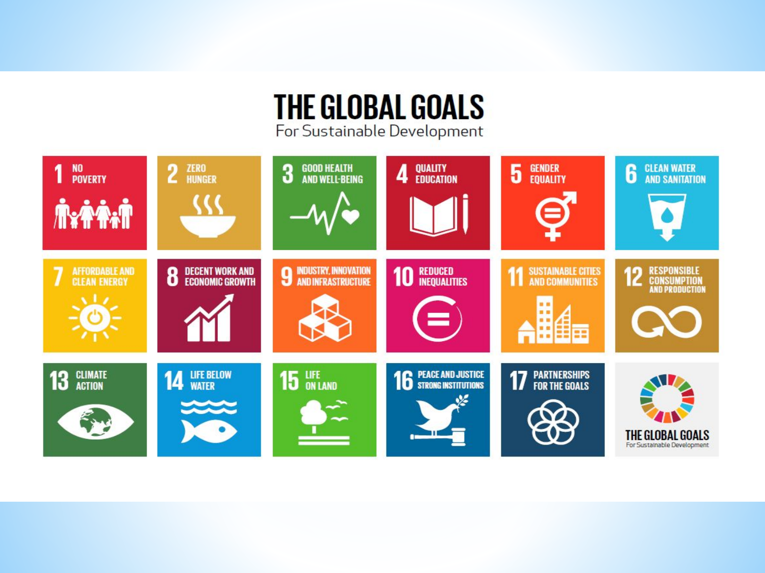# THE GLOBAL GOALS

For Sustainable Development

1. NO POVERTY
2. ZERO HUNGER
3. GOOD HEALTH AND WELL-BEING
4. QUALITY EDUCATION
5. GENDER EQUALITY
6. CLEAN WATER AND SANITATION
7. AFFORDABLE AND CLEAN ENERGY
8. DECENT WORK AND ECONOMIC GROWTH
9. INDUSTRY, INNOVATION AND INFRASTRUCTURE
10. REDUCED INEQUALITIES
11. SUSTAINABLE CITIES AND COMMUNITIES
12. RESPONSIBLE CONSUMPTION AND PRODUCTION
13. CLIMATE ACTION
14. LIFE BELOW WATER
15. LIFE ON LAND
16. PEACE AND JUSTICE STRONG INSTITUTIONS
17. PARTNERSHIPS FOR THE GOALS

THE GLOBAL GOALS
For Sustainable Development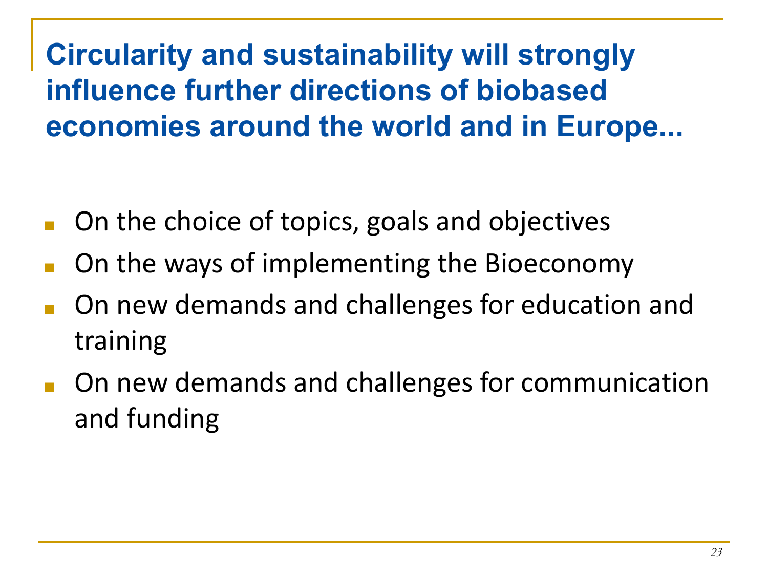## Circularity and sustainability will strongly influence further directions of biobased economies around the world and in Europe...

- On the choice of topics, goals and objectives
- On the ways of implementing the Bioeconomy
- On new demands and challenges for education and training
- On new demands and challenges for communication and funding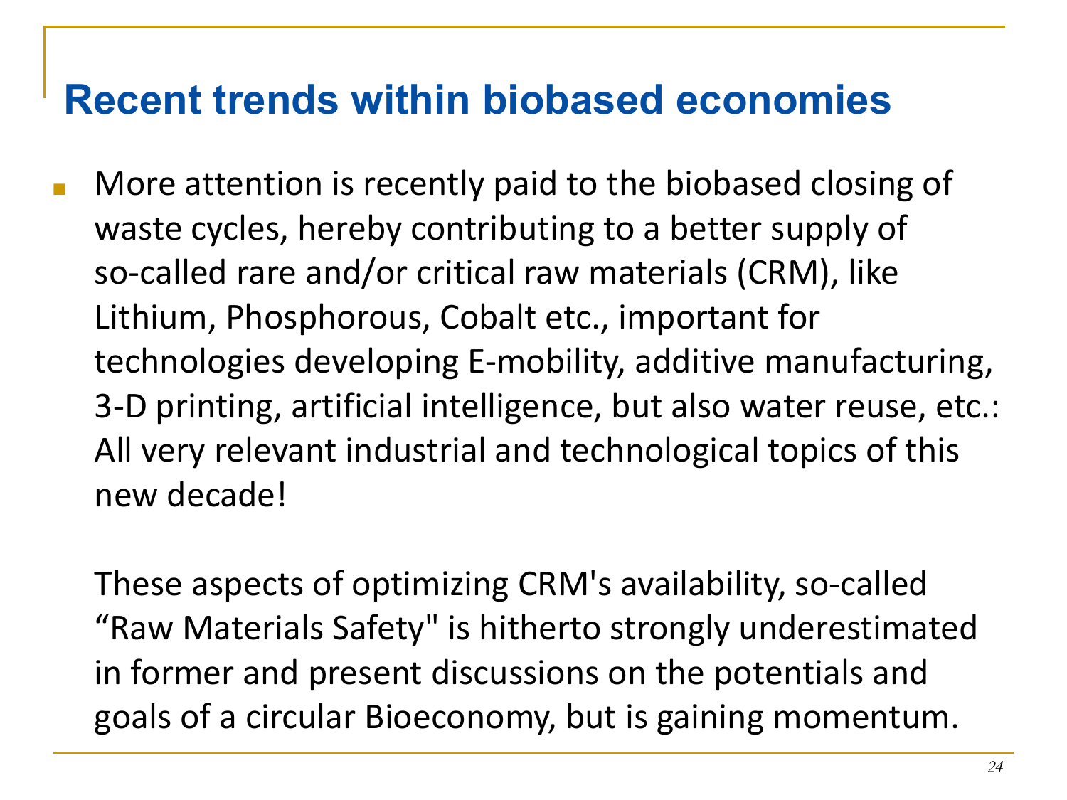# Recent trends within biobased economies

- More attention is recently paid to the biobased closing of waste cycles, hereby contributing to a better supply of so-called rare and/or critical raw materials (CRM), like Lithium, Phosphorous, Cobalt etc., important for technologies developing E-mobility, additive manufacturing, 3-D printing, artificial intelligence, but also water reuse, etc.: All very relevant industrial and technological topics of this new decade!

  These aspects of optimizing CRM's availability, so-called “Raw Materials Safety" is hitherto strongly underestimated in former and present discussions on the potentials and goals of a circular Bioeconomy, but is gaining momentum.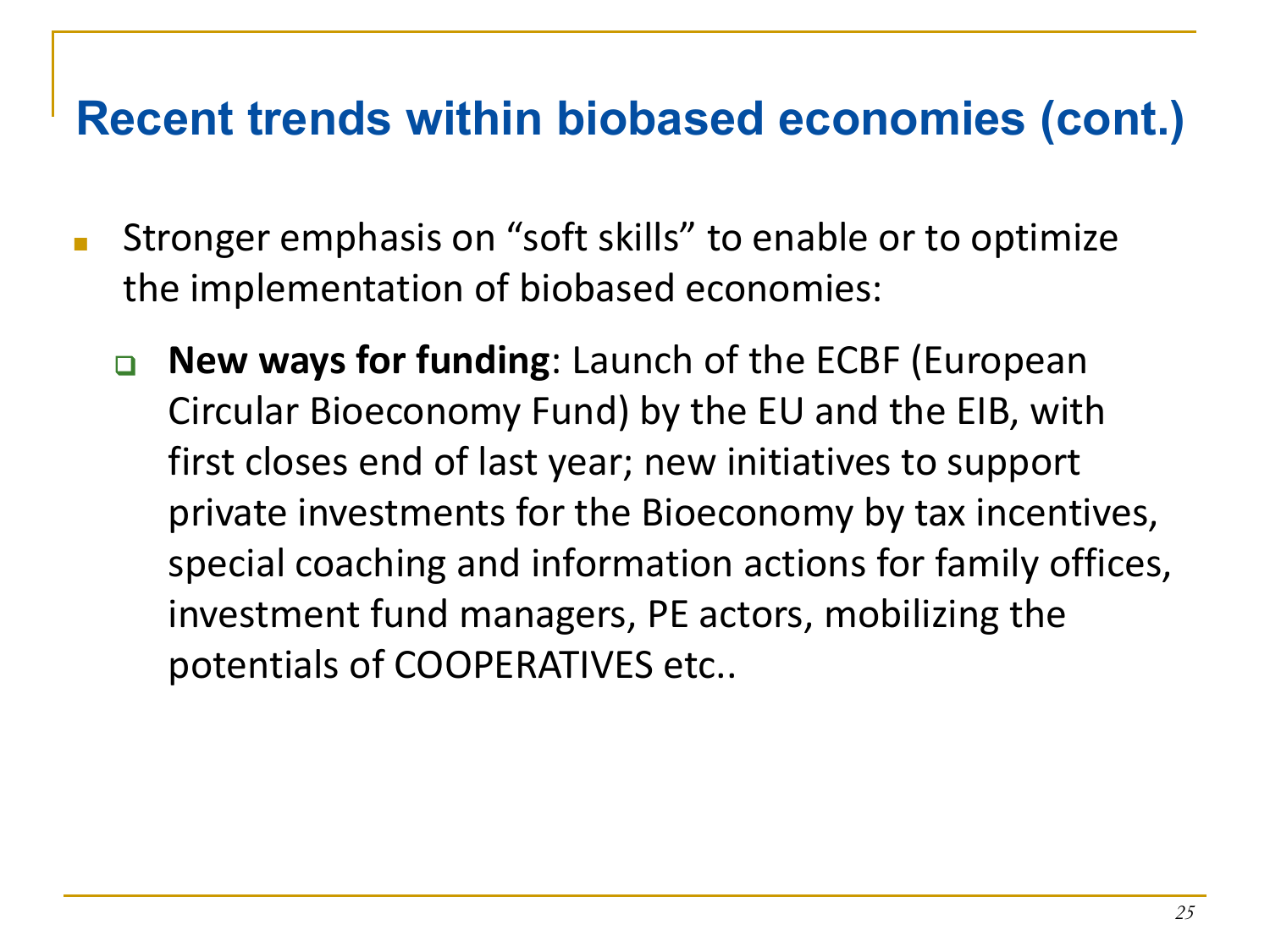# Recent trends within biobased economies (cont.)

- Stronger emphasis on "soft skills" to enable or to optimize the implementation of biobased economies:
  - **New ways for funding**: Launch of the ECBF (European Circular Bioeconomy Fund) by the EU and the EIB, with first closes end of last year; new initiatives to support private investments for the Bioeconomy by tax incentives, special coaching and information actions for family offices, investment fund managers, PE actors, mobilizing the potentials of COOPERATIVES etc..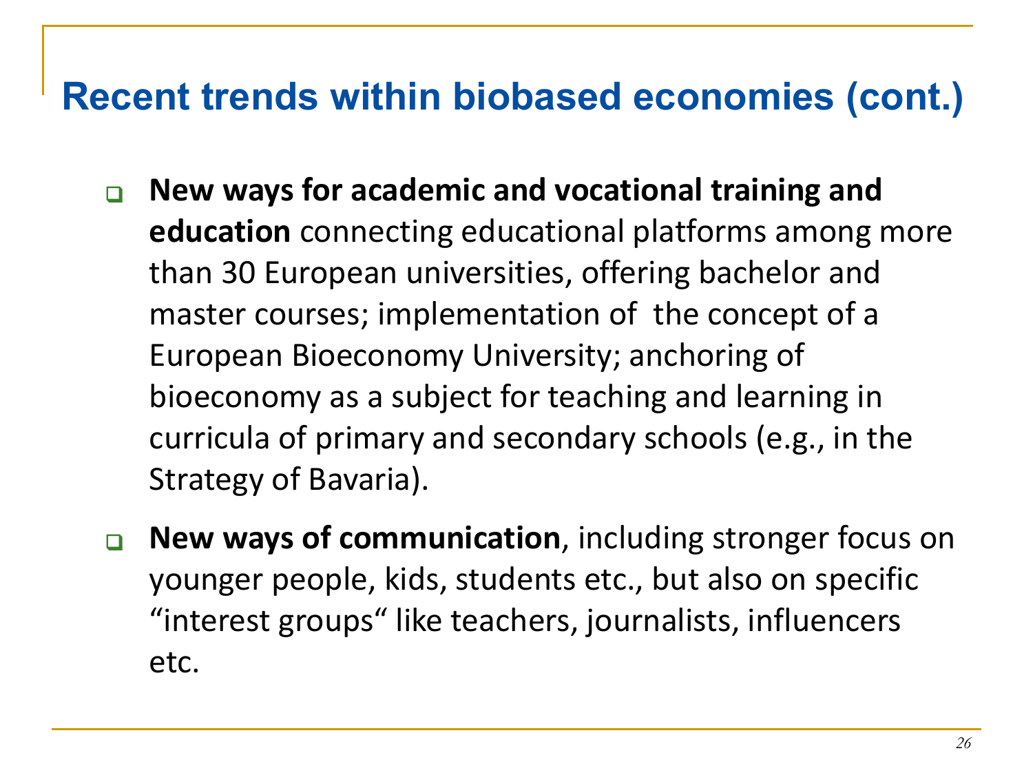# Recent trends within biobased economies (cont.)

- **New ways for academic and vocational training and education** connecting educational platforms among more than 30 European universities, offering bachelor and master courses; implementation of the concept of a European Bioeconomy University; anchoring of bioeconomy as a subject for teaching and learning in curricula of primary and secondary schools (e.g., in the Strategy of Bavaria).
- **New ways of communication**, including stronger focus on younger people, kids, students etc., but also on specific "interest groups" like teachers, journalists, influencers etc.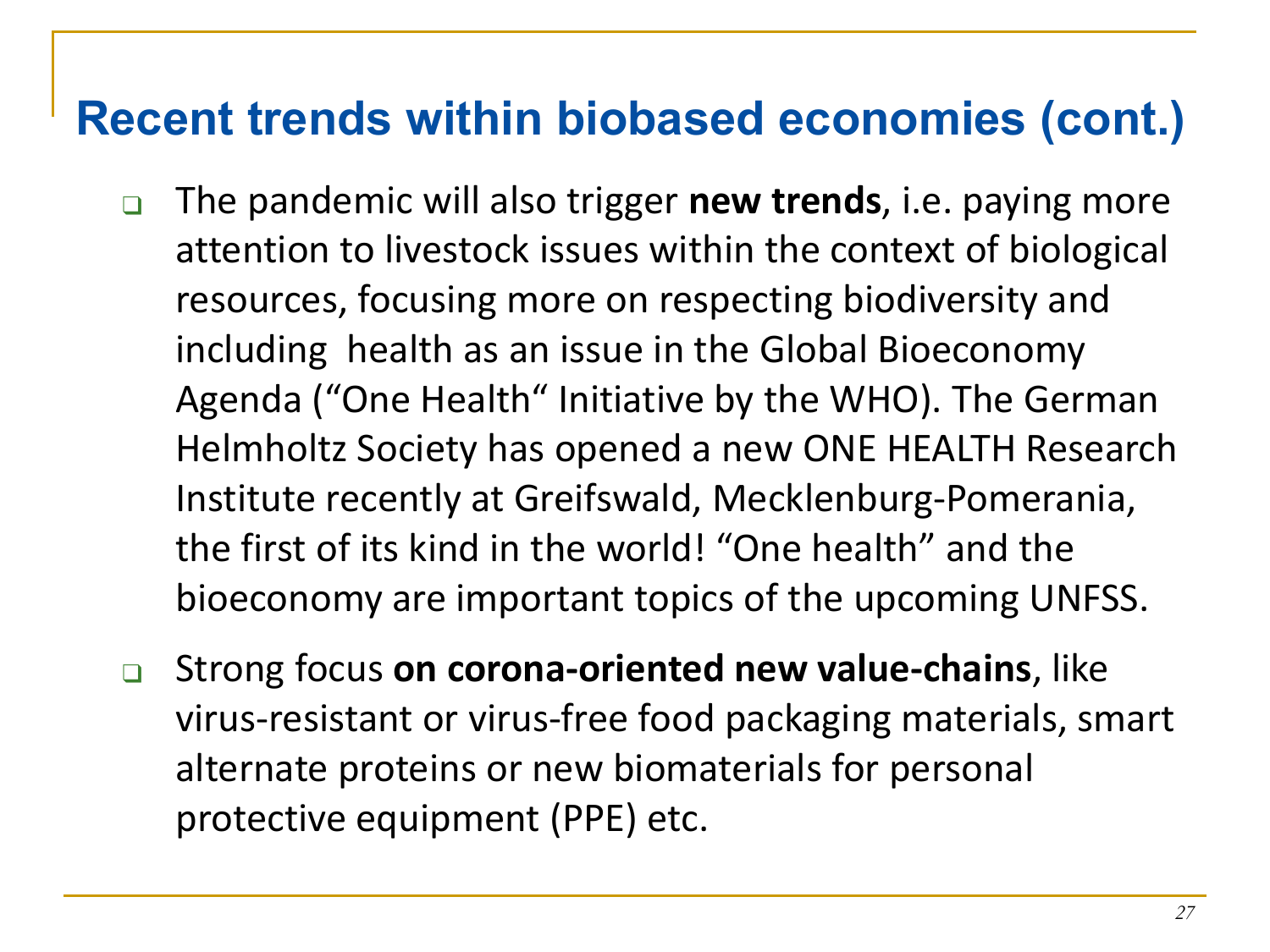# Recent trends within biobased economies (cont.)

- The pandemic will also trigger **new trends**, i.e. paying more attention to livestock issues within the context of biological resources, focusing more on respecting biodiversity and including health as an issue in the Global Bioeconomy Agenda ("One Health" Initiative by the WHO). The German Helmholtz Society has opened a new ONE HEALTH Research Institute recently at Greifswald, Mecklenburg-Pomerania, the first of its kind in the world! "One health" and the bioeconomy are important topics of the upcoming UNFSS.
- Strong focus **on corona-oriented new value-chains**, like virus-resistant or virus-free food packaging materials, smart alternate proteins or new biomaterials for personal protective equipment (PPE) etc.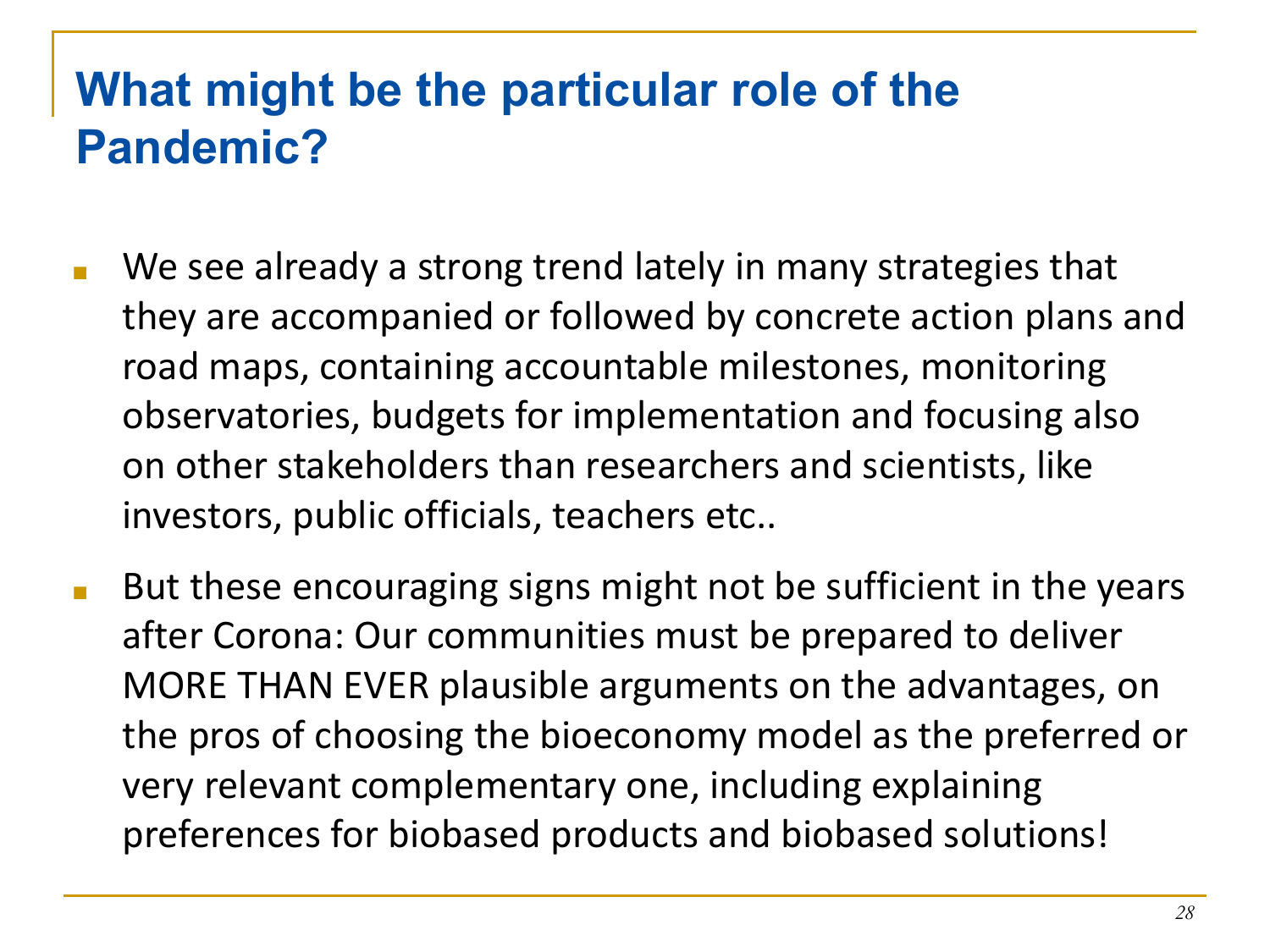# What might be the particular role of the Pandemic?

- We see already a strong trend lately in many strategies that they are accompanied or followed by concrete action plans and road maps, containing accountable milestones, monitoring observatories, budgets for implementation and focusing also on other stakeholders than researchers and scientists, like investors, public officials, teachers etc..
- But these encouraging signs might not be sufficient in the years after Corona: Our communities must be prepared to deliver MORE THAN EVER plausible arguments on the advantages, on the pros of choosing the bioeconomy model as the preferred or very relevant complementary one, including explaining preferences for biobased products and biobased solutions!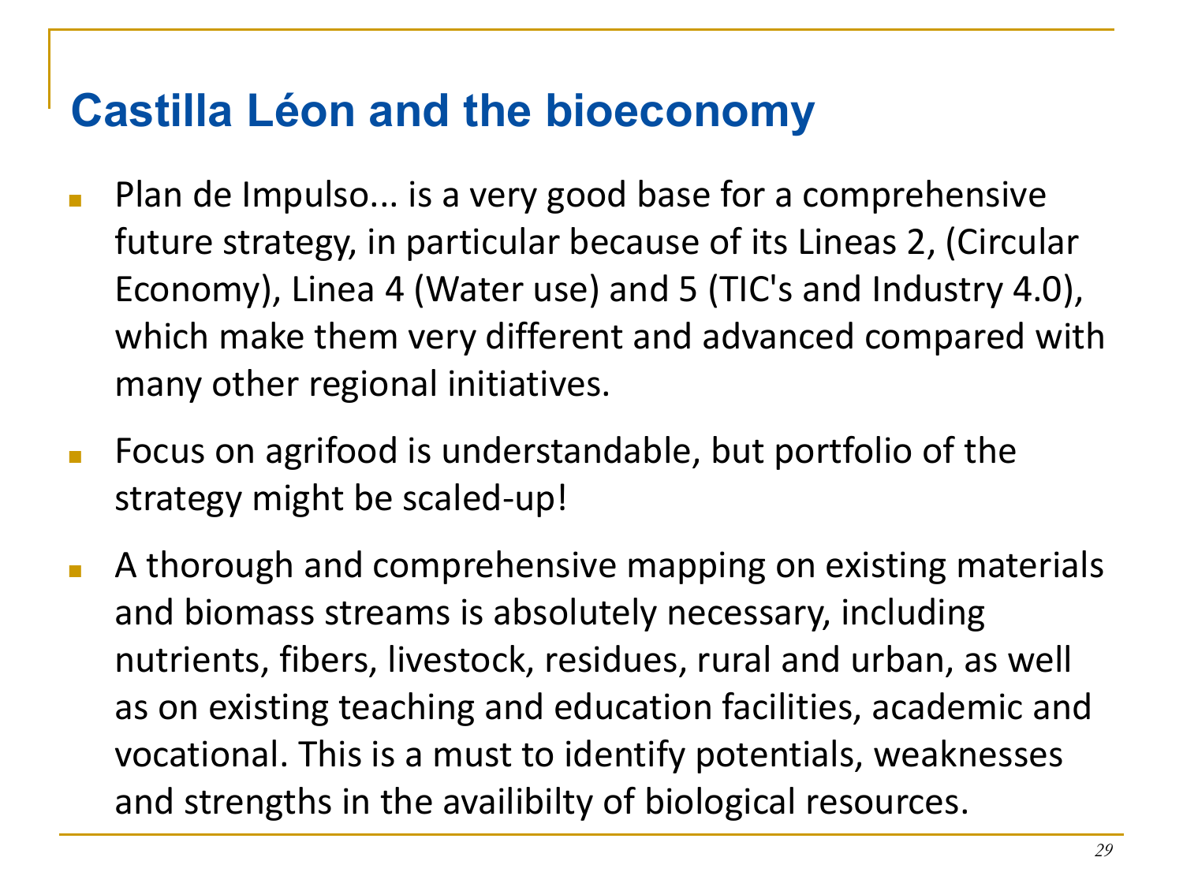# Castilla Léon and the bioeconomy

- Plan de Impulso... is a very good base for a comprehensive future strategy, in particular because of its Lineas 2, (Circular Economy), Linea 4 (Water use) and 5 (TIC's and Industry 4.0), which make them very different and advanced compared with many other regional initiatives.
- Focus on agrifood is understandable, but portfolio of the strategy might be scaled-up!
- A thorough and comprehensive mapping on existing materials and biomass streams is absolutely necessary, including nutrients, fibers, livestock, residues, rural and urban, as well as on existing teaching and education facilities, academic and vocational. This is a must to identify potentials, weaknesses and strengths in the availibilty of biological resources.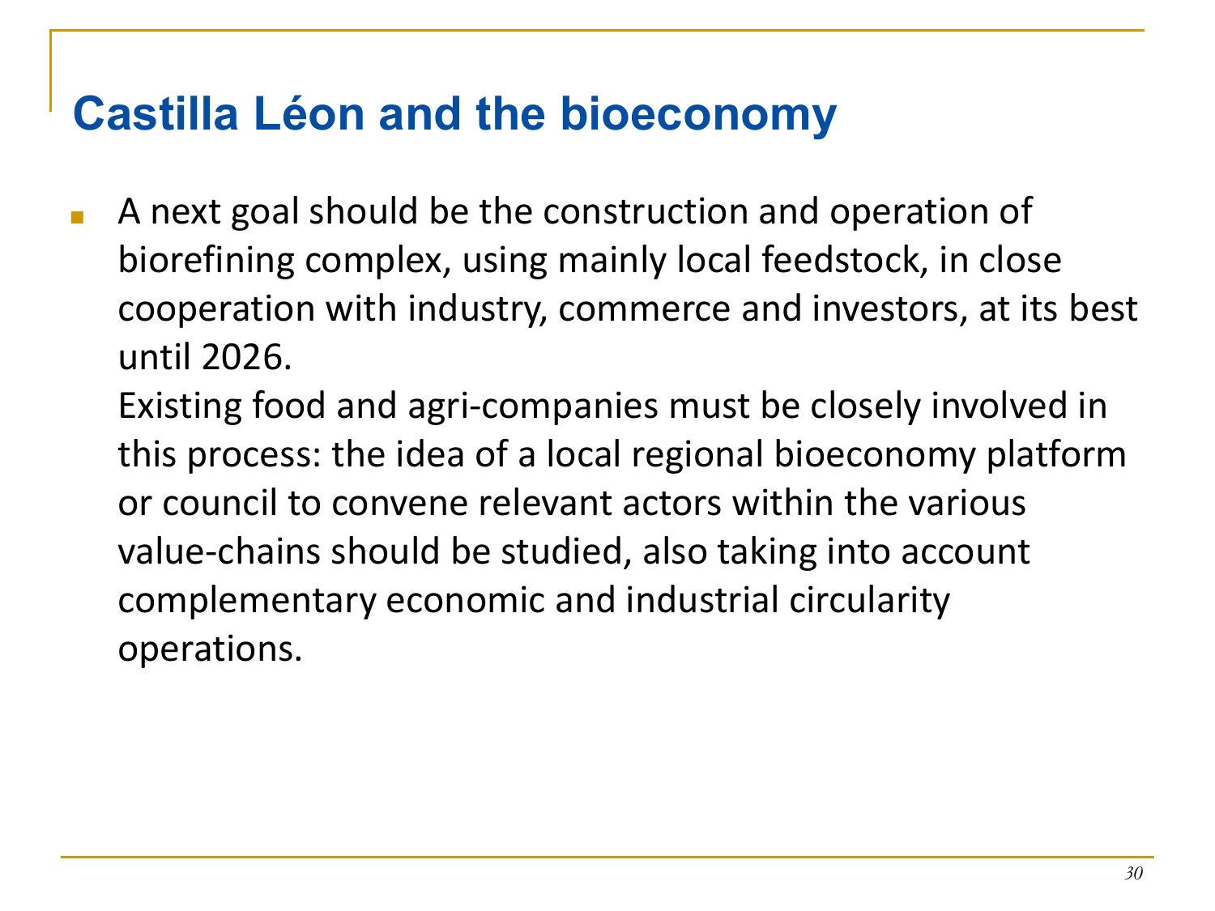# Castilla Léon and the bioeconomy

- A next goal should be the construction and operation of biorefining complex, using mainly local feedstock, in close cooperation with industry, commerce and investors, at its best until 2026.

  Existing food and agri-companies must be closely involved in this process: the idea of a local regional bioeconomy platform or council to convene relevant actors within the various value-chains should be studied, also taking into account complementary economic and industrial circularity operations.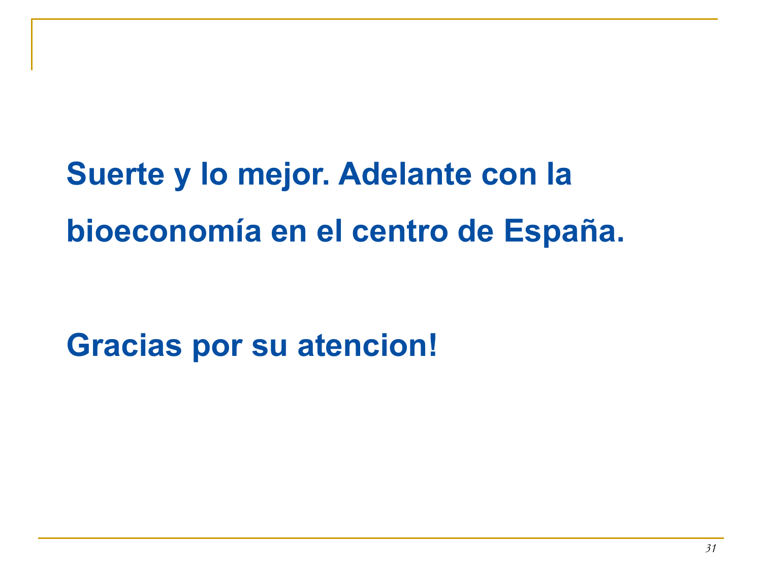**Suerte y lo mejor. Adelante con la bioeconomía en el centro de España.**

**Gracias por su atencion!**